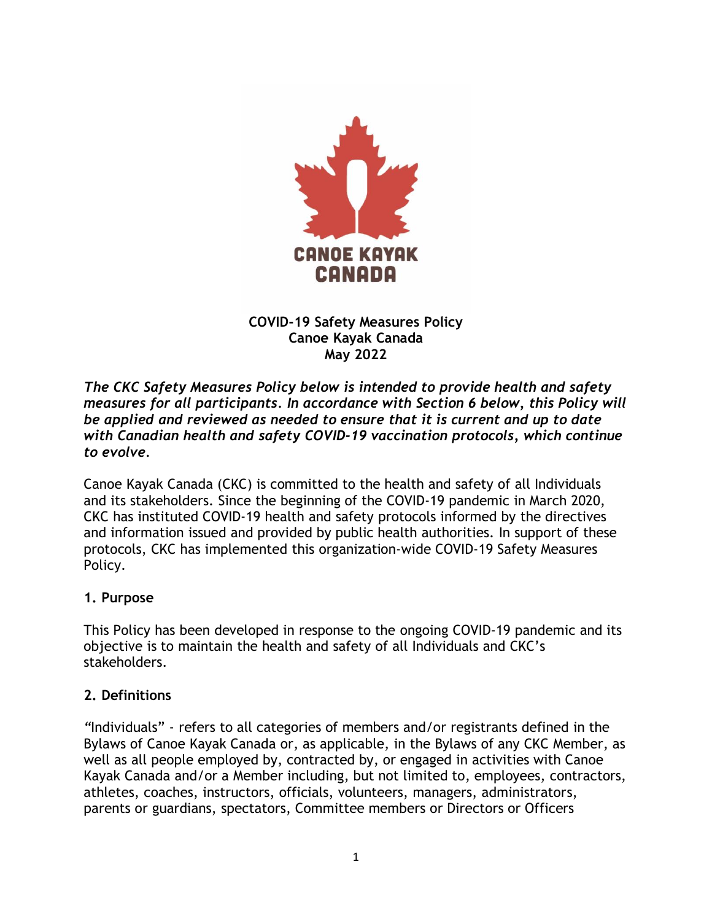**COVID-19 Safety Measures Policy**
**Canoe Kayak Canada**
**May 2022**

***The CKC Safety Measures Policy below is intended to provide health and safety measures for all participants. In accordance with Section 6 below, this Policy will be applied and reviewed as needed to ensure that it is current and up to date with Canadian health and safety COVID-19 vaccination protocols, which continue to evolve.***

Canoe Kayak Canada (CKC) is committed to the health and safety of all Individuals and its stakeholders. Since the beginning of the COVID-19 pandemic in March 2020, CKC has instituted COVID-19 health and safety protocols informed by the directives and information issued and provided by public health authorities. In support of these protocols, CKC has implemented this organization-wide COVID-19 Safety Measures Policy.

## 1. Purpose

This Policy has been developed in response to the ongoing COVID-19 pandemic and its objective is to maintain the health and safety of all Individuals and CKC's stakeholders.

## 2. Definitions

"Individuals" - refers to all categories of members and/or registrants defined in the Bylaws of Canoe Kayak Canada or, as applicable, in the Bylaws of any CKC Member, as well as all people employed by, contracted by, or engaged in activities with Canoe Kayak Canada and/or a Member including, but not limited to, employees, contractors, athletes, coaches, instructors, officials, volunteers, managers, administrators, parents or guardians, spectators, Committee members or Directors or Officers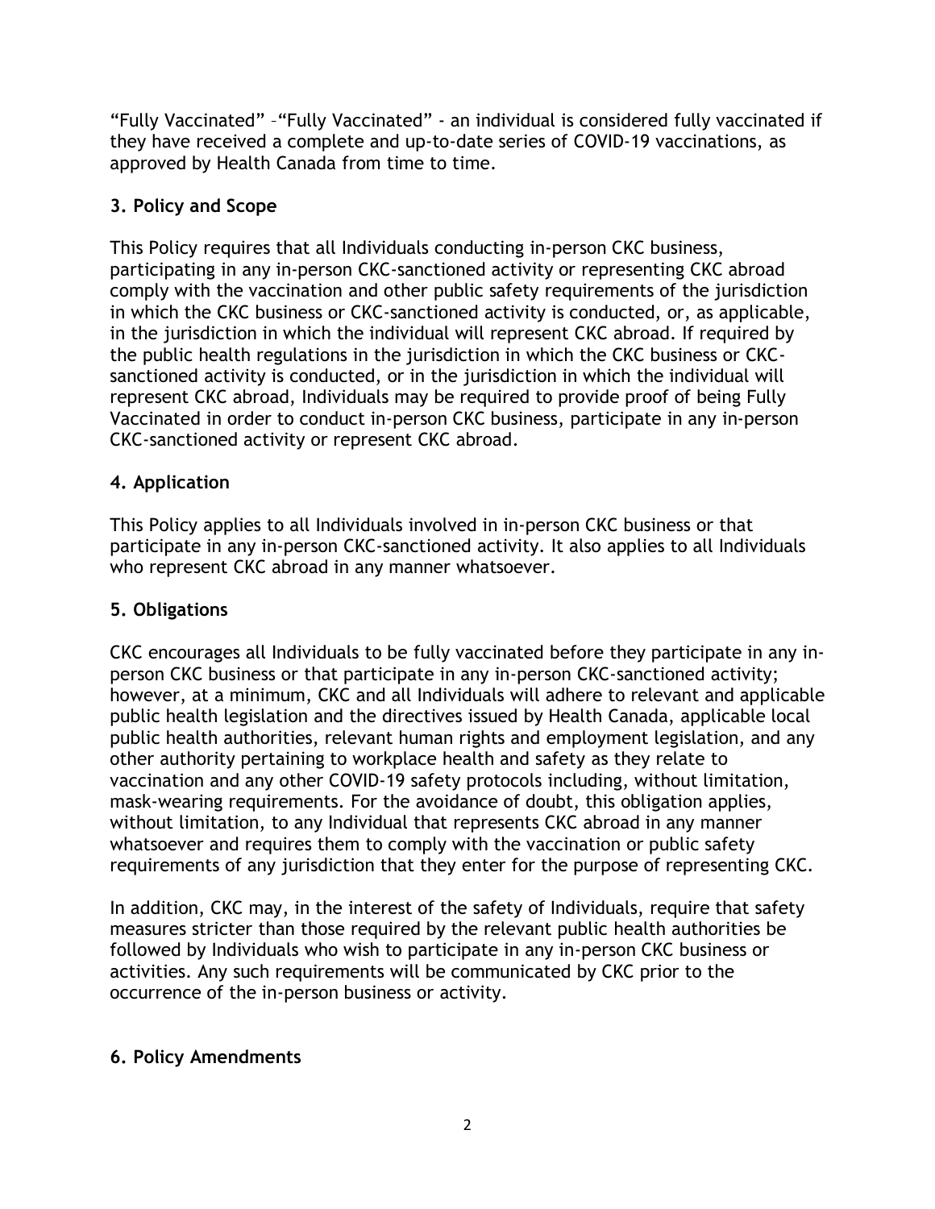"Fully Vaccinated" –"Fully Vaccinated" - an individual is considered fully vaccinated if they have received a complete and up-to-date series of COVID-19 vaccinations, as approved by Health Canada from time to time.

## 3. Policy and Scope

This Policy requires that all Individuals conducting in-person CKC business, participating in any in-person CKC-sanctioned activity or representing CKC abroad comply with the vaccination and other public safety requirements of the jurisdiction in which the CKC business or CKC-sanctioned activity is conducted, or, as applicable, in the jurisdiction in which the individual will represent CKC abroad. If required by the public health regulations in the jurisdiction in which the CKC business or CKC-sanctioned activity is conducted, or in the jurisdiction in which the individual will represent CKC abroad, Individuals may be required to provide proof of being Fully Vaccinated in order to conduct in-person CKC business, participate in any in-person CKC-sanctioned activity or represent CKC abroad.

## 4. Application

This Policy applies to all Individuals involved in in-person CKC business or that participate in any in-person CKC-sanctioned activity. It also applies to all Individuals who represent CKC abroad in any manner whatsoever.

## 5. Obligations

CKC encourages all Individuals to be fully vaccinated before they participate in any in-person CKC business or that participate in any in-person CKC-sanctioned activity; however, at a minimum, CKC and all Individuals will adhere to relevant and applicable public health legislation and the directives issued by Health Canada, applicable local public health authorities, relevant human rights and employment legislation, and any other authority pertaining to workplace health and safety as they relate to vaccination and any other COVID-19 safety protocols including, without limitation, mask-wearing requirements. For the avoidance of doubt, this obligation applies, without limitation, to any Individual that represents CKC abroad in any manner whatsoever and requires them to comply with the vaccination or public safety requirements of any jurisdiction that they enter for the purpose of representing CKC.

In addition, CKC may, in the interest of the safety of Individuals, require that safety measures stricter than those required by the relevant public health authorities be followed by Individuals who wish to participate in any in-person CKC business or activities. Any such requirements will be communicated by CKC prior to the occurrence of the in-person business or activity.

## 6. Policy Amendments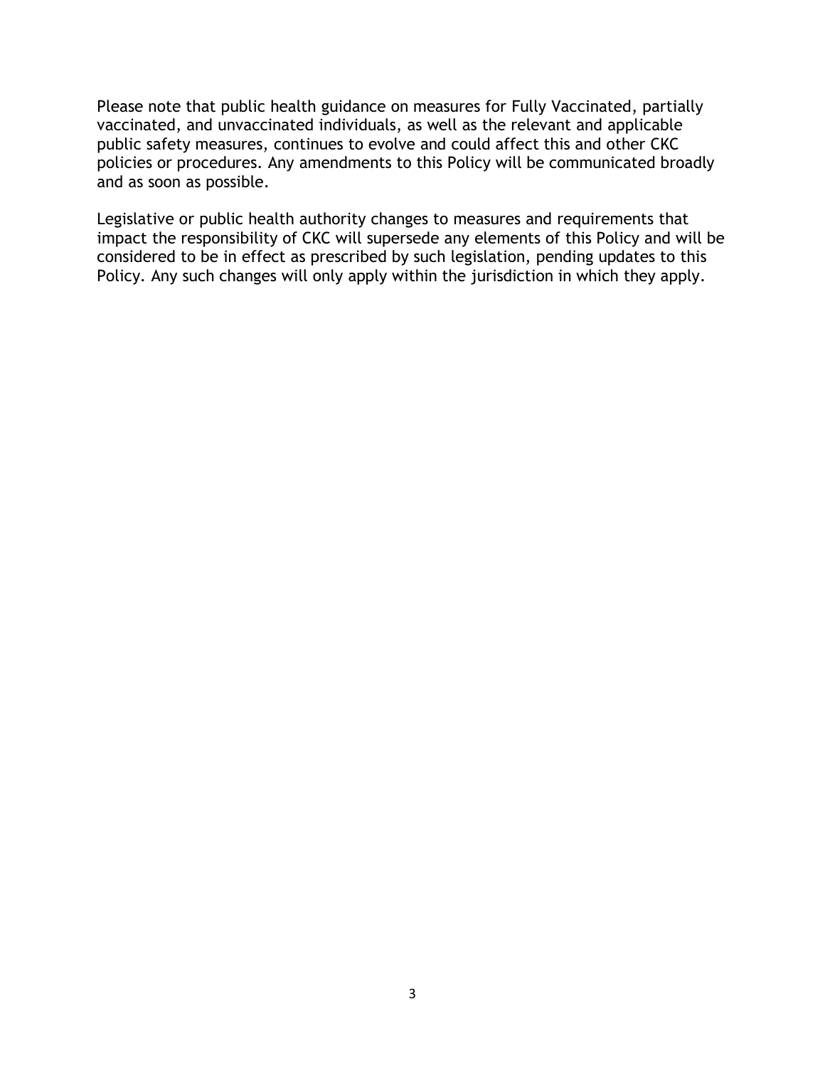Please note that public health guidance on measures for Fully Vaccinated, partially vaccinated, and unvaccinated individuals, as well as the relevant and applicable public safety measures, continues to evolve and could affect this and other CKC policies or procedures. Any amendments to this Policy will be communicated broadly and as soon as possible.

Legislative or public health authority changes to measures and requirements that impact the responsibility of CKC will supersede any elements of this Policy and will be considered to be in effect as prescribed by such legislation, pending updates to this Policy. Any such changes will only apply within the jurisdiction in which they apply.